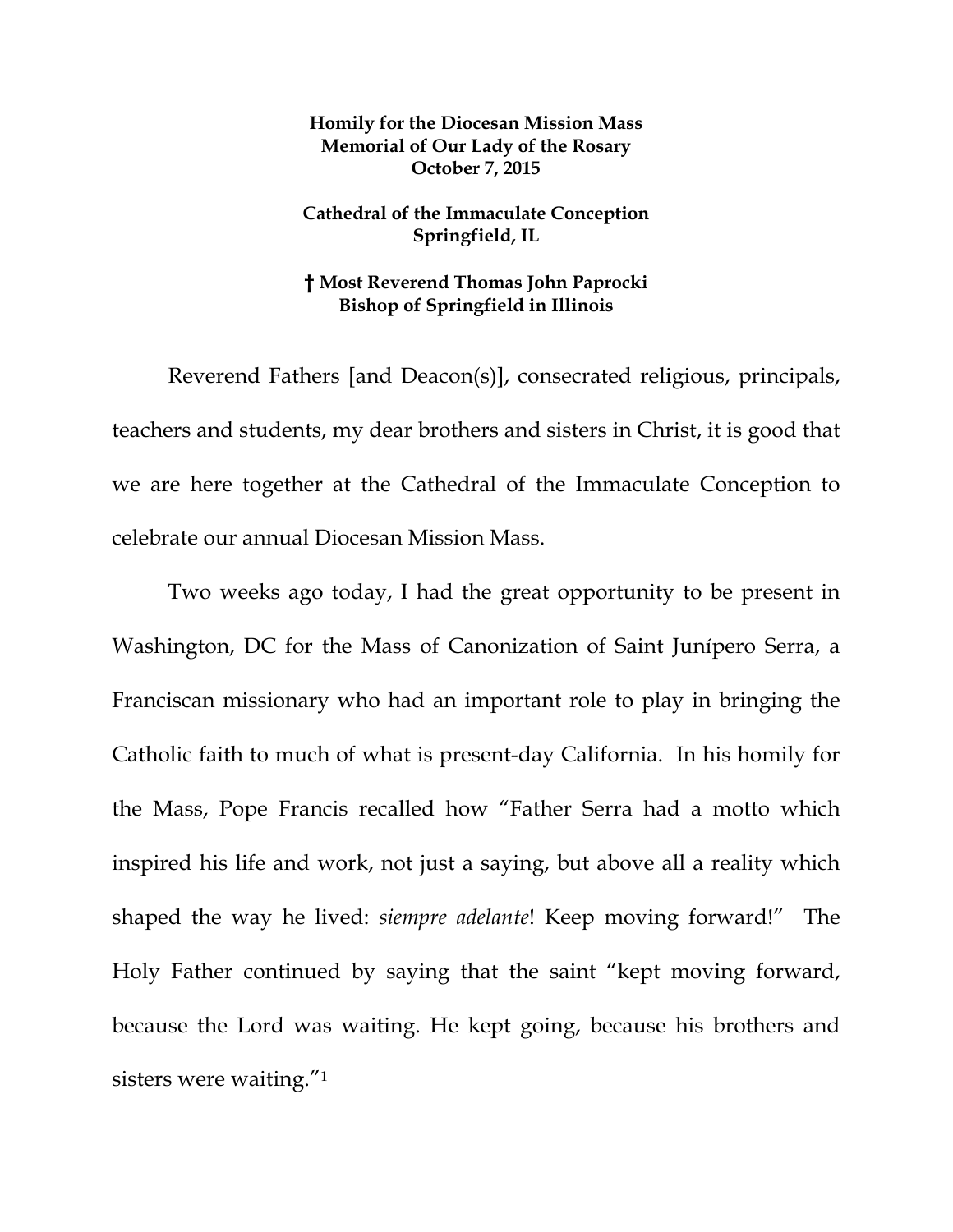**Homily for the Diocesan Mission Mass**
**Memorial of Our Lady of the Rosary**
**October 7, 2015**

**Cathedral of the Immaculate Conception**
**Springfield, IL**

**† Most Reverend Thomas John Paprocki**
**Bishop of Springfield in Illinois**

Reverend Fathers [and Deacon(s)], consecrated religious, principals, teachers and students, my dear brothers and sisters in Christ, it is good that we are here together at the Cathedral of the Immaculate Conception to celebrate our annual Diocesan Mission Mass.

Two weeks ago today, I had the great opportunity to be present in Washington, DC for the Mass of Canonization of Saint Junípero Serra, a Franciscan missionary who had an important role to play in bringing the Catholic faith to much of what is present-day California. In his homily for the Mass, Pope Francis recalled how "Father Serra had a motto which inspired his life and work, not just a saying, but above all a reality which shaped the way he lived: *siempre adelante*! Keep moving forward!" The Holy Father continued by saying that the saint "kept moving forward, because the Lord was waiting. He kept going, because his brothers and sisters were waiting."[1]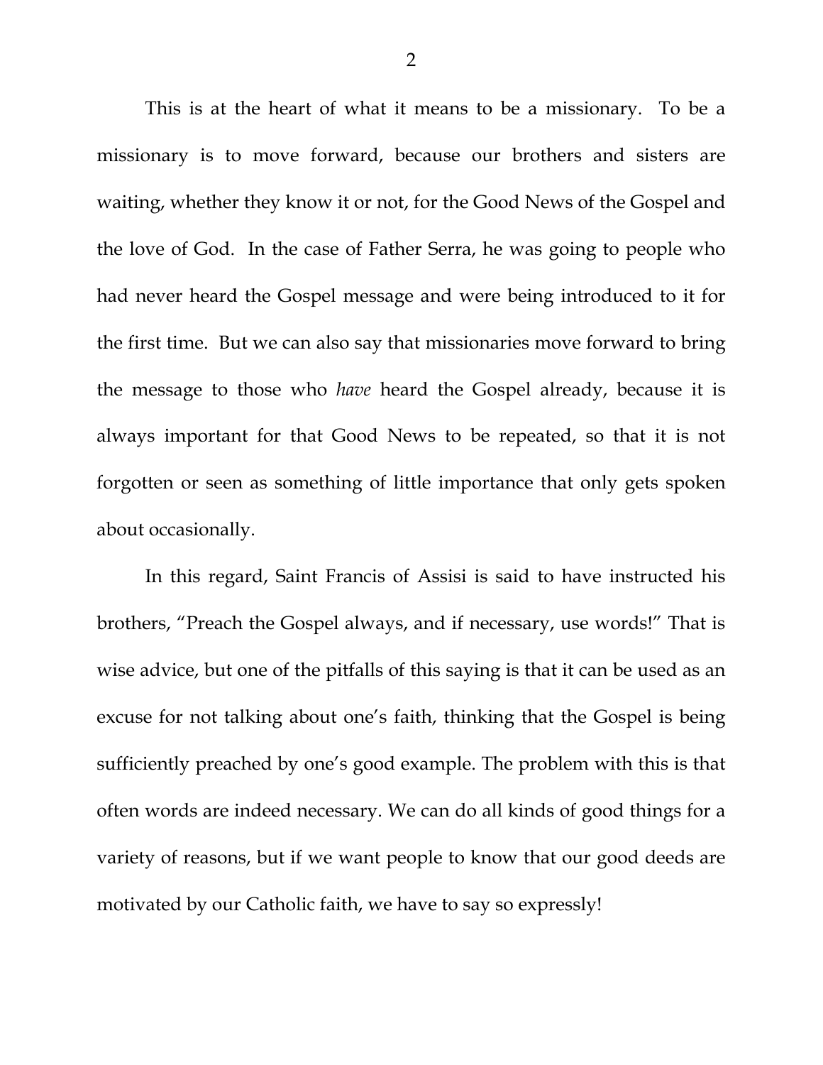This is at the heart of what it means to be a missionary. To be a missionary is to move forward, because our brothers and sisters are waiting, whether they know it or not, for the Good News of the Gospel and the love of God. In the case of Father Serra, he was going to people who had never heard the Gospel message and were being introduced to it for the first time. But we can also say that missionaries move forward to bring the message to those who *have* heard the Gospel already, because it is always important for that Good News to be repeated, so that it is not forgotten or seen as something of little importance that only gets spoken about occasionally.

In this regard, Saint Francis of Assisi is said to have instructed his brothers, "Preach the Gospel always, and if necessary, use words!" That is wise advice, but one of the pitfalls of this saying is that it can be used as an excuse for not talking about one's faith, thinking that the Gospel is being sufficiently preached by one's good example. The problem with this is that often words are indeed necessary. We can do all kinds of good things for a variety of reasons, but if we want people to know that our good deeds are motivated by our Catholic faith, we have to say so expressly!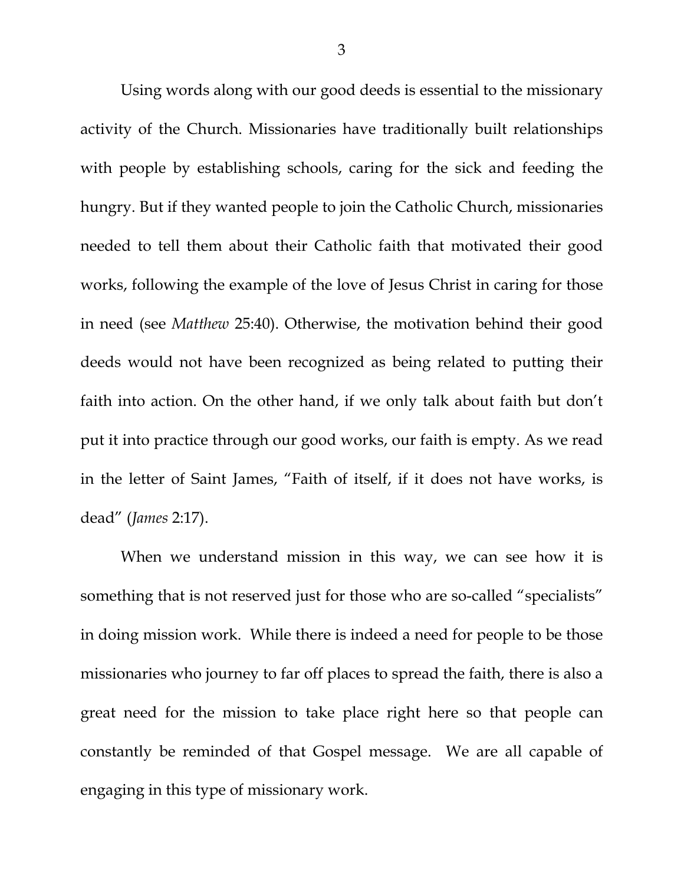Using words along with our good deeds is essential to the missionary activity of the Church. Missionaries have traditionally built relationships with people by establishing schools, caring for the sick and feeding the hungry. But if they wanted people to join the Catholic Church, missionaries needed to tell them about their Catholic faith that motivated their good works, following the example of the love of Jesus Christ in caring for those in need (see *Matthew* 25:40). Otherwise, the motivation behind their good deeds would not have been recognized as being related to putting their faith into action. On the other hand, if we only talk about faith but don't put it into practice through our good works, our faith is empty. As we read in the letter of Saint James, "Faith of itself, if it does not have works, is dead" (*James* 2:17).

When we understand mission in this way, we can see how it is something that is not reserved just for those who are so-called "specialists" in doing mission work. While there is indeed a need for people to be those missionaries who journey to far off places to spread the faith, there is also a great need for the mission to take place right here so that people can constantly be reminded of that Gospel message. We are all capable of engaging in this type of missionary work.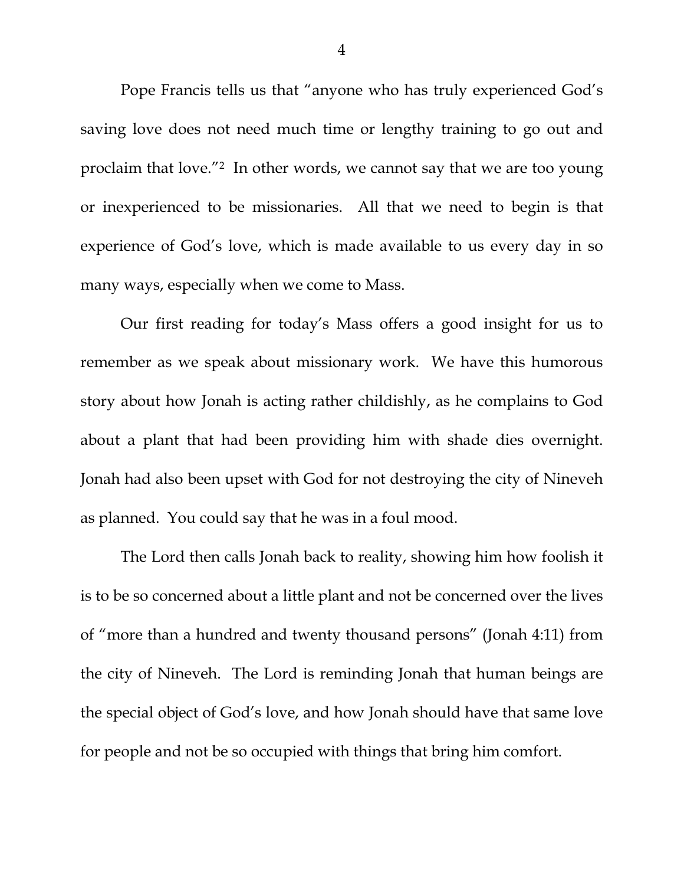Pope Francis tells us that "anyone who has truly experienced God's saving love does not need much time or lengthy training to go out and proclaim that love."[2] In other words, we cannot say that we are too young or inexperienced to be missionaries. All that we need to begin is that experience of God's love, which is made available to us every day in so many ways, especially when we come to Mass.

Our first reading for today's Mass offers a good insight for us to remember as we speak about missionary work. We have this humorous story about how Jonah is acting rather childishly, as he complains to God about a plant that had been providing him with shade dies overnight. Jonah had also been upset with God for not destroying the city of Nineveh as planned. You could say that he was in a foul mood.

The Lord then calls Jonah back to reality, showing him how foolish it is to be so concerned about a little plant and not be concerned over the lives of "more than a hundred and twenty thousand persons" (Jonah 4:11) from the city of Nineveh. The Lord is reminding Jonah that human beings are the special object of God's love, and how Jonah should have that same love for people and not be so occupied with things that bring him comfort.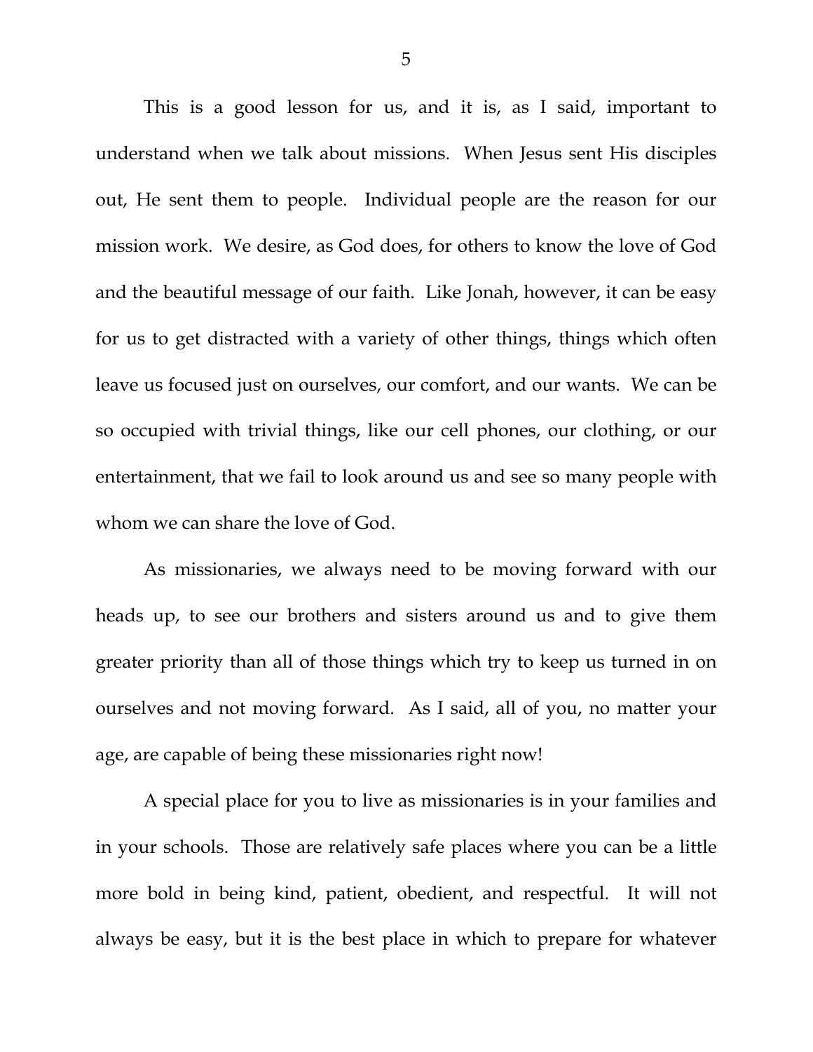This is a good lesson for us, and it is, as I said, important to understand when we talk about missions. When Jesus sent His disciples out, He sent them to people. Individual people are the reason for our mission work. We desire, as God does, for others to know the love of God and the beautiful message of our faith. Like Jonah, however, it can be easy for us to get distracted with a variety of other things, things which often leave us focused just on ourselves, our comfort, and our wants. We can be so occupied with trivial things, like our cell phones, our clothing, or our entertainment, that we fail to look around us and see so many people with whom we can share the love of God.

As missionaries, we always need to be moving forward with our heads up, to see our brothers and sisters around us and to give them greater priority than all of those things which try to keep us turned in on ourselves and not moving forward. As I said, all of you, no matter your age, are capable of being these missionaries right now!

A special place for you to live as missionaries is in your families and in your schools. Those are relatively safe places where you can be a little more bold in being kind, patient, obedient, and respectful. It will not always be easy, but it is the best place in which to prepare for whatever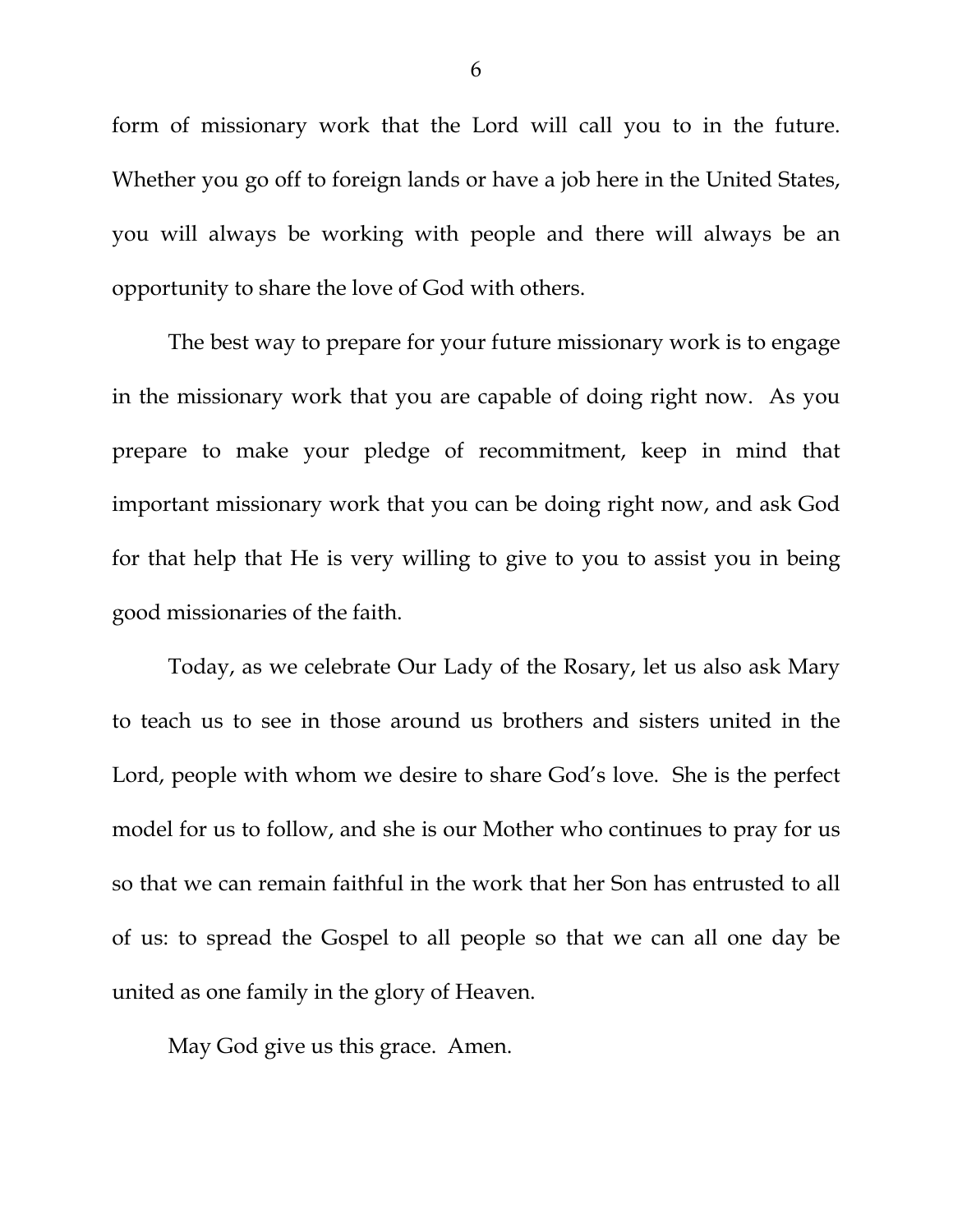form of missionary work that the Lord will call you to in the future. Whether you go off to foreign lands or have a job here in the United States, you will always be working with people and there will always be an opportunity to share the love of God with others.

The best way to prepare for your future missionary work is to engage in the missionary work that you are capable of doing right now. As you prepare to make your pledge of recommitment, keep in mind that important missionary work that you can be doing right now, and ask God for that help that He is very willing to give to you to assist you in being good missionaries of the faith.

Today, as we celebrate Our Lady of the Rosary, let us also ask Mary to teach us to see in those around us brothers and sisters united in the Lord, people with whom we desire to share God's love. She is the perfect model for us to follow, and she is our Mother who continues to pray for us so that we can remain faithful in the work that her Son has entrusted to all of us: to spread the Gospel to all people so that we can all one day be united as one family in the glory of Heaven.

May God give us this grace. Amen.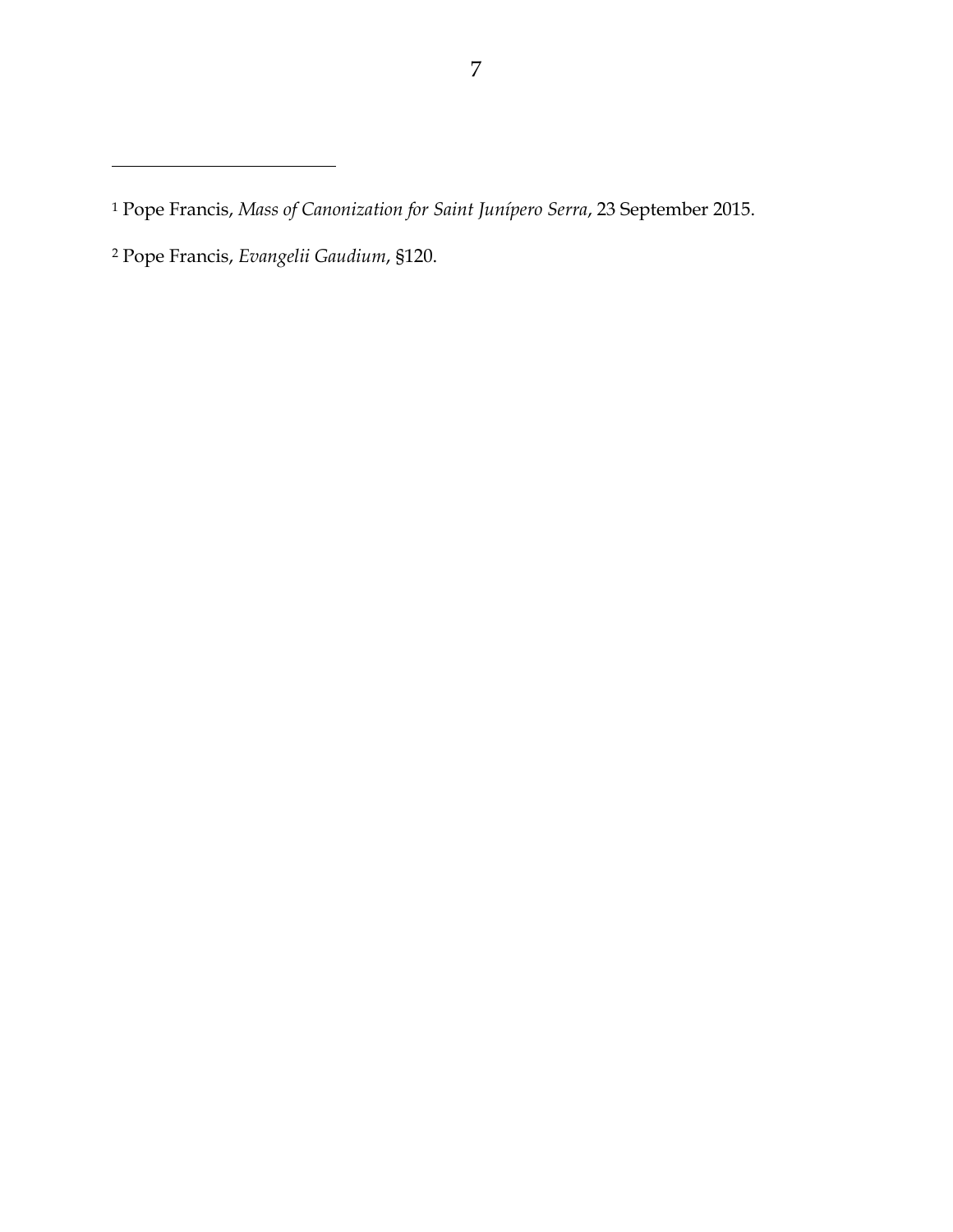[1] Pope Francis, *Mass of Canonization for Saint Junípero Serra*, 23 September 2015.

[2] Pope Francis, *Evangelii Gaudium*, §120.